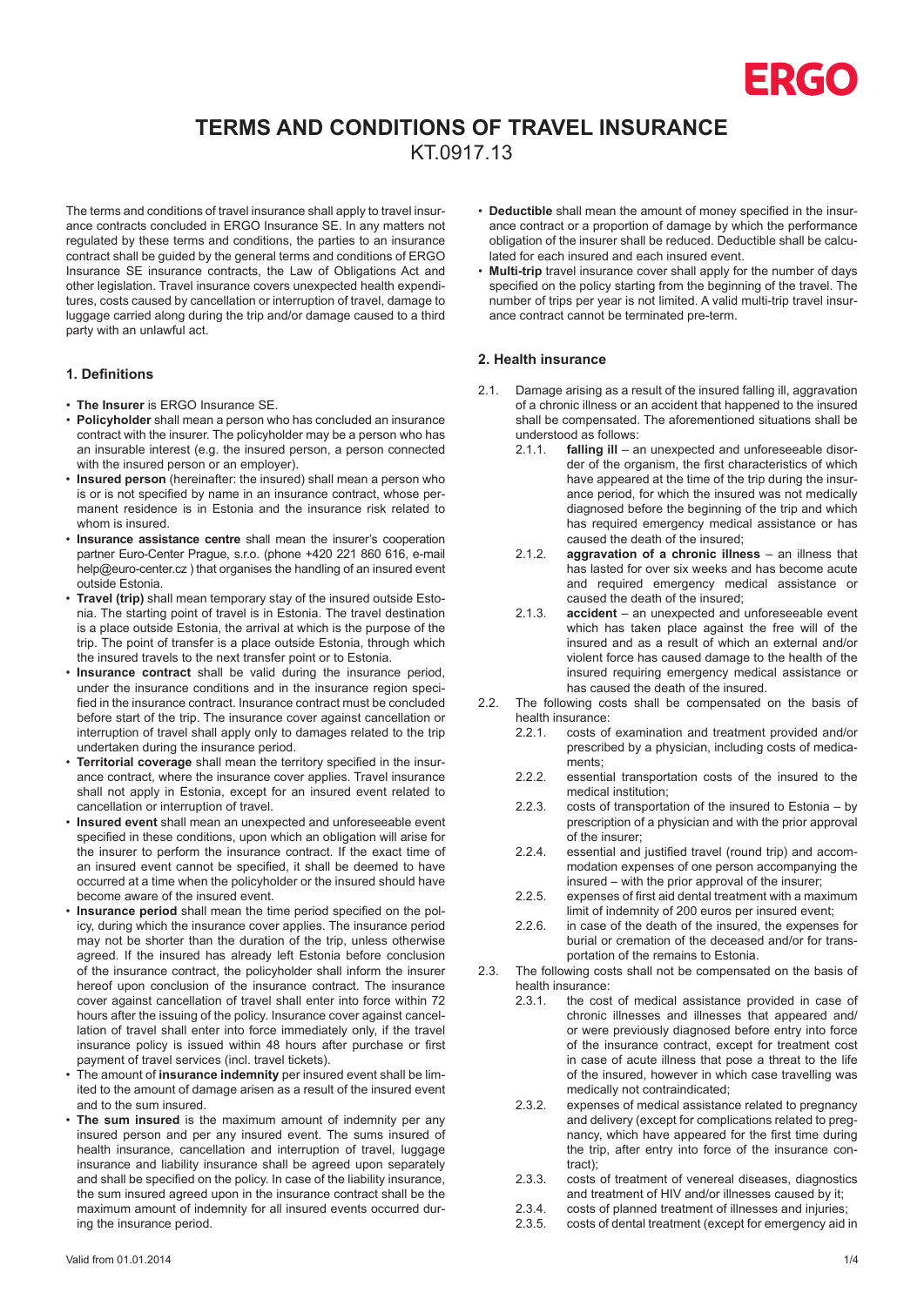# TERMS AND CONDITIONS OF TRAVEL INSURANCE

KT.0917.13

The terms and conditions of travel insurance shall apply to travel insurance contracts concluded in ERGO Insurance SE. In any matters not regulated by these terms and conditions, the parties to an insurance contract shall be guided by the general terms and conditions of ERGO Insurance SE insurance contracts, the Law of Obligations Act and other legislation. Travel insurance covers unexpected health expenditures, costs caused by cancellation or interruption of travel, damage to luggage carried along during the trip and/or damage caused to a third party with an unlawful act.

## 1. Definitions

- **The Insurer** is ERGO Insurance SE.
- **Policyholder** shall mean a person who has concluded an insurance contract with the insurer. The policyholder may be a person who has an insurable interest (e.g. the insured person, a person connected with the insured person or an employer).
- **Insured person** (hereinafter: the insured) shall mean a person who is or is not specified by name in an insurance contract, whose permanent residence is in Estonia and the insurance risk related to whom is insured.
- **Insurance assistance centre** shall mean the insurer's cooperation partner Euro-Center Prague, s.r.o. (phone +420 221 860 616, e-mail help@euro-center.cz ) that organises the handling of an insured event outside Estonia.
- **Travel (trip)** shall mean temporary stay of the insured outside Estonia. The starting point of travel is in Estonia. The travel destination is a place outside Estonia, the arrival at which is the purpose of the trip. The point of transfer is a place outside Estonia, through which the insured travels to the next transfer point or to Estonia.
- **Insurance contract** shall be valid during the insurance period, under the insurance conditions and in the insurance region specified in the insurance contract. Insurance contract must be concluded before start of the trip. The insurance cover against cancellation or interruption of travel shall apply only to damages related to the trip undertaken during the insurance period.
- **Territorial coverage** shall mean the territory specified in the insurance contract, where the insurance cover applies. Travel insurance shall not apply in Estonia, except for an insured event related to cancellation or interruption of travel.
- **Insured event** shall mean an unexpected and unforeseeable event specified in these conditions, upon which an obligation will arise for the insurer to perform the insurance contract. If the exact time of an insured event cannot be specified, it shall be deemed to have occurred at a time when the policyholder or the insured should have become aware of the insured event.
- **Insurance period** shall mean the time period specified on the policy, during which the insurance cover applies. The insurance period may not be shorter than the duration of the trip, unless otherwise agreed. If the insured has already left Estonia before conclusion of the insurance contract, the policyholder shall inform the insurer hereof upon conclusion of the insurance contract. The insurance cover against cancellation of travel shall enter into force within 72 hours after the issuing of the policy. Insurance cover against cancellation of travel shall enter into force immediately only, if the travel insurance policy is issued within 48 hours after purchase or first payment of travel services (incl. travel tickets).
- The amount of **insurance indemnity** per insured event shall be limited to the amount of damage arisen as a result of the insured event and to the sum insured.
- **The sum insured** is the maximum amount of indemnity per any insured person and per any insured event. The sums insured of health insurance, cancellation and interruption of travel, luggage insurance and liability insurance shall be agreed upon separately and shall be specified on the policy. In case of the liability insurance, the sum insured agreed upon in the insurance contract shall be the maximum amount of indemnity for all insured events occurred during the insurance period.
- **Deductible** shall mean the amount of money specified in the insurance contract or a proportion of damage by which the performance obligation of the insurer shall be reduced. Deductible shall be calculated for each insured and each insured event.
- **Multi-trip** travel insurance cover shall apply for the number of days specified on the policy starting from the beginning of the travel. The number of trips per year is not limited. A valid multi-trip travel insurance contract cannot be terminated pre-term.

## 2. Health insurance

2.1. Damage arising as a result of the insured falling ill, aggravation of a chronic illness or an accident that happened to the insured shall be compensated. The aforementioned situations shall be understood as follows:

2.1.1. **falling ill** – an unexpected and unforeseeable disorder of the organism, the first characteristics of which have appeared at the time of the trip during the insurance period, for which the insured was not medically diagnosed before the beginning of the trip and which has required emergency medical assistance or has caused the death of the insured;

2.1.2. **aggravation of a chronic illness** – an illness that has lasted for over six weeks and has become acute and required emergency medical assistance or caused the death of the insured;

2.1.3. **accident** – an unexpected and unforeseeable event which has taken place against the free will of the insured and as a result of which an external and/or violent force has caused damage to the health of the insured requiring emergency medical assistance or has caused the death of the insured.

2.2. The following costs shall be compensated on the basis of health insurance:

2.2.1. costs of examination and treatment provided and/or prescribed by a physician, including costs of medicaments;

2.2.2. essential transportation costs of the insured to the medical institution;

2.2.3. costs of transportation of the insured to Estonia – by prescription of a physician and with the prior approval of the insurer;

2.2.4. essential and justified travel (round trip) and accommodation expenses of one person accompanying the insured – with the prior approval of the insurer;

2.2.5. expenses of first aid dental treatment with a maximum limit of indemnity of 200 euros per insured event;

2.2.6. in case of the death of the insured, the expenses for burial or cremation of the deceased and/or for transportation of the remains to Estonia.

2.3. The following costs shall not be compensated on the basis of health insurance:

2.3.1. the cost of medical assistance provided in case of chronic illnesses and illnesses that appeared and/or were previously diagnosed before entry into force of the insurance contract, except for treatment cost in case of acute illness that pose a threat to the life of the insured, however in which case travelling was medically not contraindicated;

2.3.2. expenses of medical assistance related to pregnancy and delivery (except for complications related to pregnancy, which have appeared for the first time during the trip, after entry into force of the insurance contract);

2.3.3. costs of treatment of venereal diseases, diagnostics and treatment of HIV and/or illnesses caused by it;

2.3.4. costs of planned treatment of illnesses and injuries;

2.3.5. costs of dental treatment (except for emergency aid in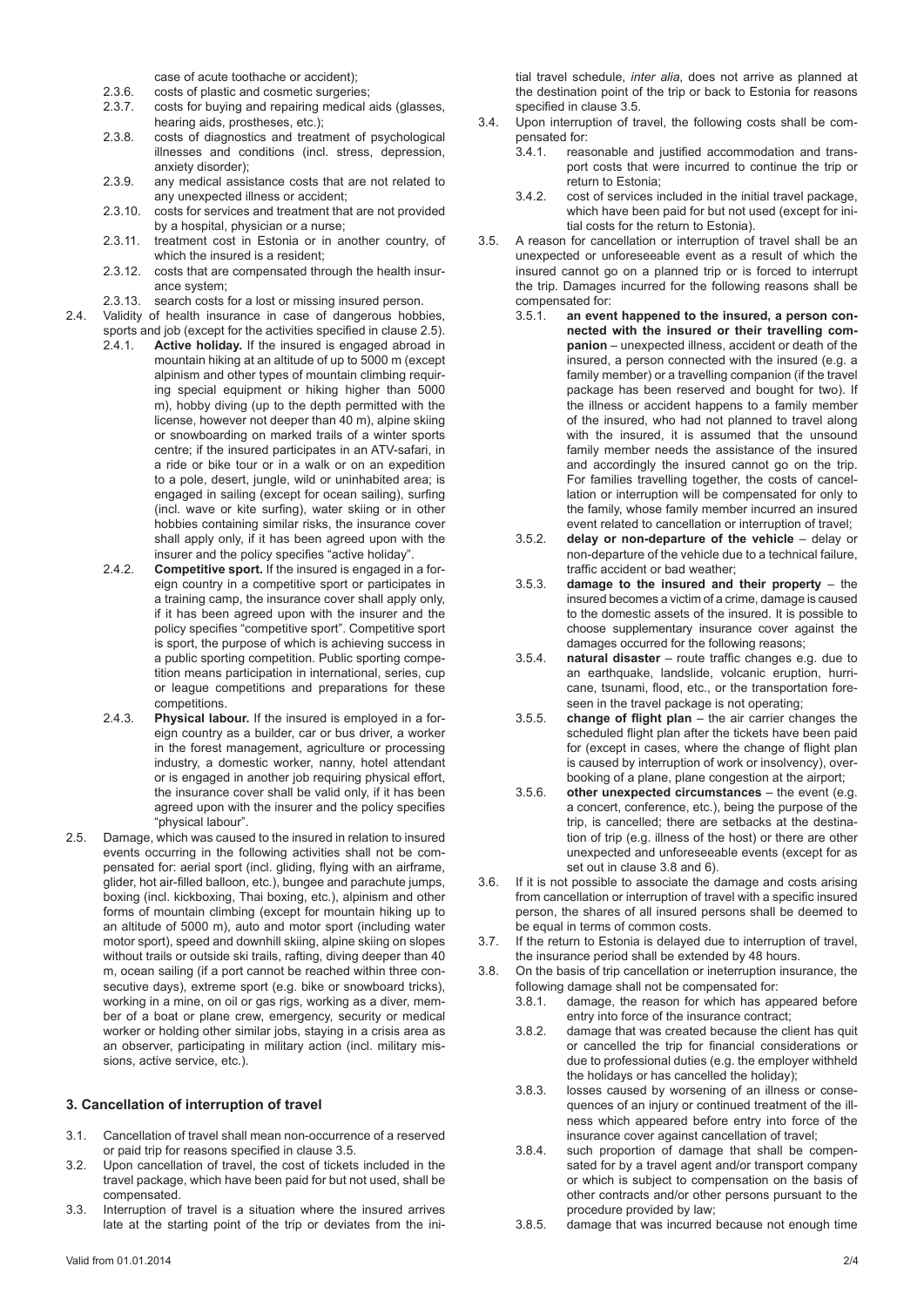case of acute toothache or accident);

2.3.6. costs of plastic and cosmetic surgeries;

2.3.7. costs for buying and repairing medical aids (glasses, hearing aids, prostheses, etc.);

2.3.8. costs of diagnostics and treatment of psychological illnesses and conditions (incl. stress, depression, anxiety disorder);

2.3.9. any medical assistance costs that are not related to any unexpected illness or accident;

2.3.10. costs for services and treatment that are not provided by a hospital, physician or a nurse;

2.3.11. treatment cost in Estonia or in another country, of which the insured is a resident;

2.3.12. costs that are compensated through the health insurance system;

2.3.13. search costs for a lost or missing insured person.

2.4. Validity of health insurance in case of dangerous hobbies, sports and job (except for the activities specified in clause 2.5).

2.4.1. **Active holiday.** If the insured is engaged abroad in mountain hiking at an altitude of up to 5000 m (except alpinism and other types of mountain climbing requiring special equipment or hiking higher than 5000 m), hobby diving (up to the depth permitted with the license, however not deeper than 40 m), alpine skiing or snowboarding on marked trails of a winter sports centre; if the insured participates in an ATV-safari, in a ride or bike tour or in a walk or on an expedition to a pole, desert, jungle, wild or uninhabited area; is engaged in sailing (except for ocean sailing), surfing (incl. wave or kite surfing), water skiing or in other hobbies containing similar risks, the insurance cover shall apply only, if it has been agreed upon with the insurer and the policy specifies "active holiday".

2.4.2. **Competitive sport.** If the insured is engaged in a foreign country in a competitive sport or participates in a training camp, the insurance cover shall apply only, if it has been agreed upon with the insurer and the policy specifies "competitive sport". Competitive sport is sport, the purpose of which is achieving success in a public sporting competition. Public sporting competition means participation in international, series, cup or league competitions and preparations for these competitions.

2.4.3. **Physical labour.** If the insured is employed in a foreign country as a builder, car or bus driver, a worker in the forest management, agriculture or processing industry, a domestic worker, nanny, hotel attendant or is engaged in another job requiring physical effort, the insurance cover shall be valid only, if it has been agreed upon with the insurer and the policy specifies "physical labour".

2.5. Damage, which was caused to the insured in relation to insured events occurring in the following activities shall not be compensated for: aerial sport (incl. gliding, flying with an airframe, glider, hot air-filled balloon, etc.), bungee and parachute jumps, boxing (incl. kickboxing, Thai boxing, etc.), alpinism and other forms of mountain climbing (except for mountain hiking up to an altitude of 5000 m), auto and motor sport (including water motor sport), speed and downhill skiing, alpine skiing on slopes without trails or outside ski trails, rafting, diving deeper than 40 m, ocean sailing (if a port cannot be reached within three consecutive days), extreme sport (e.g. bike or snowboard tricks), working in a mine, on oil or gas rigs, working as a diver, member of a boat or plane crew, emergency, security or medical worker or holding other similar jobs, staying in a crisis area as an observer, participating in military action (incl. military missions, active service, etc.).

## 3. Cancellation of interruption of travel

3.1. Cancellation of travel shall mean non-occurrence of a reserved or paid trip for reasons specified in clause 3.5.

3.2. Upon cancellation of travel, the cost of tickets included in the travel package, which have been paid for but not used, shall be compensated.

3.3. Interruption of travel is a situation where the insured arrives late at the starting point of the trip or deviates from the initial travel schedule, *inter alia*, does not arrive as planned at the destination point of the trip or back to Estonia for reasons specified in clause 3.5.

3.4. Upon interruption of travel, the following costs shall be compensated for:

3.4.1. reasonable and justified accommodation and transport costs that were incurred to continue the trip or return to Estonia;

3.4.2. cost of services included in the initial travel package, which have been paid for but not used (except for initial costs for the return to Estonia).

3.5. A reason for cancellation or interruption of travel shall be an unexpected or unforeseeable event as a result of which the insured cannot go on a planned trip or is forced to interrupt the trip. Damages incurred for the following reasons shall be compensated for:

3.5.1. **an event happened to the insured, a person connected with the insured or their travelling companion** – unexpected illness, accident or death of the insured, a person connected with the insured (e.g. a family member) or a travelling companion (if the travel package has been reserved and bought for two). If the illness or accident happens to a family member of the insured, who had not planned to travel along with the insured, it is assumed that the unsound family member needs the assistance of the insured and accordingly the insured cannot go on the trip. For families travelling together, the costs of cancellation or interruption will be compensated for only to the family, whose family member incurred an insured event related to cancellation or interruption of travel;

3.5.2. **delay or non-departure of the vehicle** – delay or non-departure of the vehicle due to a technical failure, traffic accident or bad weather;

3.5.3. **damage to the insured and their property** – the insured becomes a victim of a crime, damage is caused to the domestic assets of the insured. It is possible to choose supplementary insurance cover against the damages occurred for the following reasons;

3.5.4. **natural disaster** – route traffic changes e.g. due to an earthquake, landslide, volcanic eruption, hurricane, tsunami, flood, etc., or the transportation foreseen in the travel package is not operating;

3.5.5. **change of flight plan** – the air carrier changes the scheduled flight plan after the tickets have been paid for (except in cases, where the change of flight plan is caused by interruption of work or insolvency), overbooking of a plane, plane congestion at the airport;

3.5.6. **other unexpected circumstances** – the event (e.g. a concert, conference, etc.), being the purpose of the trip, is cancelled; there are setbacks at the destination of trip (e.g. illness of the host) or there are other unexpected and unforeseeable events (except for as set out in clause 3.8 and 6).

3.6. If it is not possible to associate the damage and costs arising from cancellation or interruption of travel with a specific insured person, the shares of all insured persons shall be deemed to be equal in terms of common costs.

3.7. If the return to Estonia is delayed due to interruption of travel, the insurance period shall be extended by 48 hours.

3.8. On the basis of trip cancellation or ineterruption insurance, the following damage shall not be compensated for:

3.8.1. damage, the reason for which has appeared before entry into force of the insurance contract;

3.8.2. damage that was created because the client has quit or cancelled the trip for financial considerations or due to professional duties (e.g. the employer withheld the holidays or has cancelled the holiday);

3.8.3. losses caused by worsening of an illness or consequences of an injury or continued treatment of the illness which appeared before entry into force of the insurance cover against cancellation of travel;

3.8.4. such proportion of damage that shall be compensated for by a travel agent and/or transport company or which is subject to compensation on the basis of other contracts and/or other persons pursuant to the procedure provided by law;

3.8.5. damage that was incurred because not enough time

Valid from 01.01.2014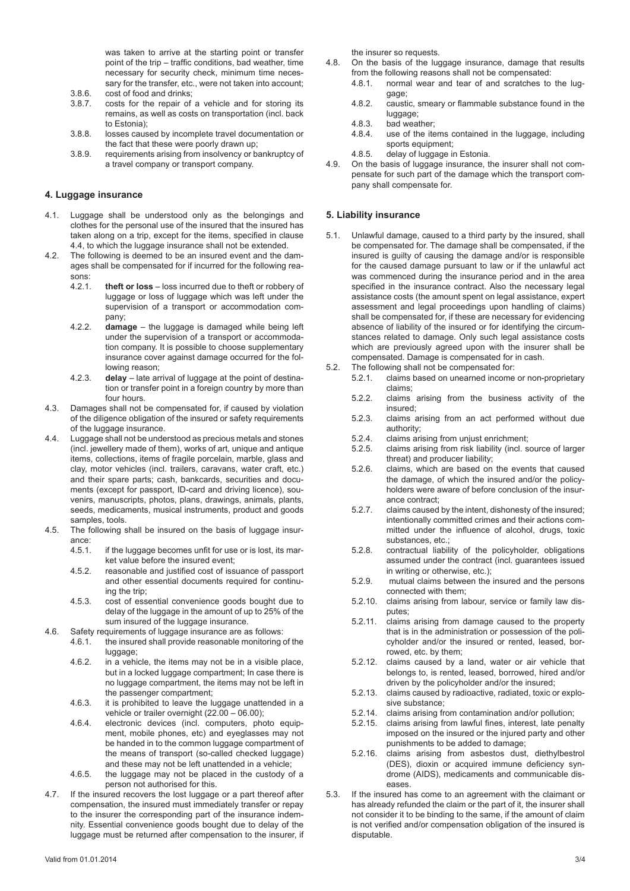was taken to arrive at the starting point or transfer point of the trip – traffic conditions, bad weather, time necessary for security check, minimum time necessary for the transfer, etc., were not taken into account;

3.8.6. cost of food and drinks;

3.8.7. costs for the repair of a vehicle and for storing its remains, as well as costs on transportation (incl. back to Estonia);

3.8.8. losses caused by incomplete travel documentation or the fact that these were poorly drawn up;

3.8.9. requirements arising from insolvency or bankruptcy of a travel company or transport company.

## 4. Luggage insurance

4.1. Luggage shall be understood only as the belongings and clothes for the personal use of the insured that the insured has taken along on a trip, except for the items, specified in clause 4.4, to which the luggage insurance shall not be extended.

4.2. The following is deemed to be an insured event and the damages shall be compensated for if incurred for the following reasons:

4.2.1. **theft or loss** – loss incurred due to theft or robbery of luggage or loss of luggage which was left under the supervision of a transport or accommodation company;

4.2.2. **damage** – the luggage is damaged while being left under the supervision of a transport or accommodation company. It is possible to choose supplementary insurance cover against damage occurred for the following reason;

4.2.3. **delay** – late arrival of luggage at the point of destination or transfer point in a foreign country by more than four hours.

4.3. Damages shall not be compensated for, if caused by violation of the diligence obligation of the insured or safety requirements of the luggage insurance.

4.4. Luggage shall not be understood as precious metals and stones (incl. jewellery made of them), works of art, unique and antique items, collections, items of fragile porcelain, marble, glass and clay, motor vehicles (incl. trailers, caravans, water craft, etc.) and their spare parts; cash, bankcards, securities and documents (except for passport, ID-card and driving licence), souvenirs, manuscripts, photos, plans, drawings, animals, plants, seeds, medicaments, musical instruments, product and goods samples, tools.

4.5. The following shall be insured on the basis of luggage insurance:

4.5.1. if the luggage becomes unfit for use or is lost, its market value before the insured event;

4.5.2. reasonable and justified cost of issuance of passport and other essential documents required for continuing the trip;

4.5.3. cost of essential convenience goods bought due to delay of the luggage in the amount of up to 25% of the sum insured of the luggage insurance.

4.6. Safety requirements of luggage insurance are as follows:

4.6.1. the insured shall provide reasonable monitoring of the luggage;

4.6.2. in a vehicle, the items may not be in a visible place, but in a locked luggage compartment; In case there is no luggage compartment, the items may not be left in the passenger compartment;

4.6.3. it is prohibited to leave the luggage unattended in a vehicle or trailer overnight (22.00 – 06.00);

4.6.4. electronic devices (incl. computers, photo equipment, mobile phones, etc) and eyeglasses may not be handed in to the common luggage compartment of the means of transport (so-called checked luggage) and these may not be left unattended in a vehicle;

4.6.5. the luggage may not be placed in the custody of a person not authorised for this.

4.7. If the insured recovers the lost luggage or a part thereof after compensation, the insured must immediately transfer or repay to the insurer the corresponding part of the insurance indemnity. Essential convenience goods bought due to delay of the luggage must be returned after compensation to the insurer, if the insurer so requests.

4.8. On the basis of the luggage insurance, damage that results from the following reasons shall not be compensated:

4.8.1. normal wear and tear of and scratches to the luggage;

4.8.2. caustic, smeary or flammable substance found in the luggage;

4.8.3. bad weather;

4.8.4. use of the items contained in the luggage, including sports equipment;

4.8.5. delay of luggage in Estonia.

4.9. On the basis of luggage insurance, the insurer shall not compensate for such part of the damage which the transport company shall compensate for.

## 5. Liability insurance

5.1. Unlawful damage, caused to a third party by the insured, shall be compensated for. The damage shall be compensated, if the insured is guilty of causing the damage and/or is responsible for the caused damage pursuant to law or if the unlawful act was commenced during the insurance period and in the area specified in the insurance contract. Also the necessary legal assistance costs (the amount spent on legal assistance, expert assessment and legal proceedings upon handling of claims) shall be compensated for, if these are necessary for evidencing absence of liability of the insured or for identifying the circumstances related to damage. Only such legal assistance costs which are previously agreed upon with the insurer shall be compensated. Damage is compensated for in cash.

5.2. The following shall not be compensated for:

5.2.1. claims based on unearned income or non-proprietary claims;

5.2.2. claims arising from the business activity of the insured;

5.2.3. claims arising from an act performed without due authority;

5.2.4. claims arising from unjust enrichment;

5.2.5. claims arising from risk liability (incl. source of larger threat) and producer liability;

5.2.6. claims, which are based on the events that caused the damage, of which the insured and/or the policyholders were aware of before conclusion of the insurance contract;

5.2.7. claims caused by the intent, dishonesty of the insured; intentionally committed crimes and their actions committed under the influence of alcohol, drugs, toxic substances, etc.;

5.2.8. contractual liability of the policyholder, obligations assumed under the contract (incl. guarantees issued in writing or otherwise, etc.);

5.2.9. mutual claims between the insured and the persons connected with them;

5.2.10. claims arising from labour, service or family law disputes;

5.2.11. claims arising from damage caused to the property that is in the administration or possession of the policyholder and/or the insured or rented, leased, borrowed, etc. by them;

5.2.12. claims caused by a land, water or air vehicle that belongs to, is rented, leased, borrowed, hired and/or driven by the policyholder and/or the insured;

5.2.13. claims caused by radioactive, radiated, toxic or explosive substance;

5.2.14. claims arising from contamination and/or pollution;

5.2.15. claims arising from lawful fines, interest, late penalty imposed on the insured or the injured party and other punishments to be added to damage;

5.2.16. claims arising from asbestos dust, diethylbestrol (DES), dioxin or acquired immune deficiency syndrome (AIDS), medicaments and communicable diseases.

5.3. If the insured has come to an agreement with the claimant or has already refunded the claim or the part of it, the insurer shall not consider it to be binding to the same, if the amount of claim is not verified and/or compensation obligation of the insured is disputable.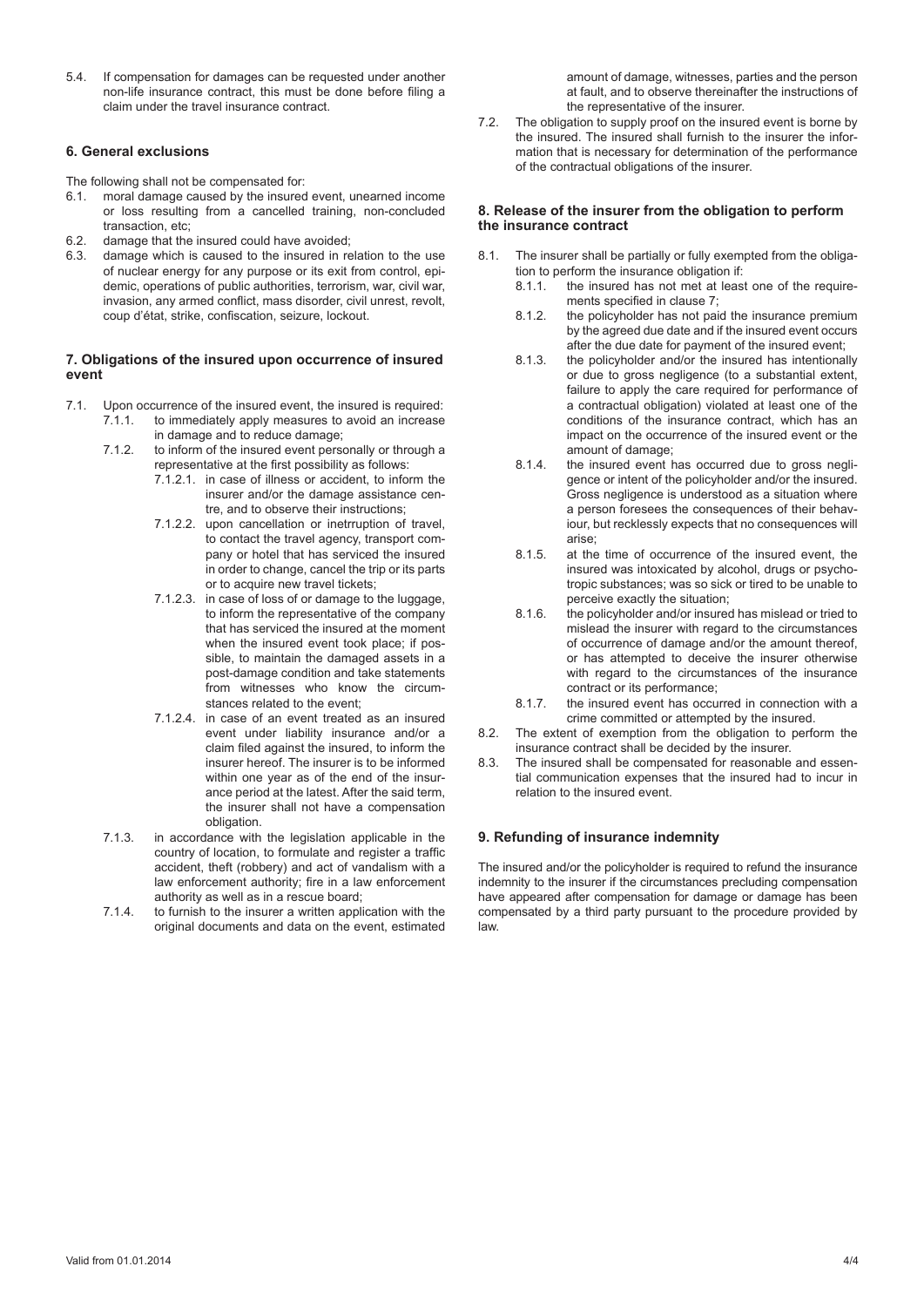5.4. If compensation for damages can be requested under another non-life insurance contract, this must be done before filing a claim under the travel insurance contract.

### 6. General exclusions

The following shall not be compensated for:

6.1. moral damage caused by the insured event, unearned income or loss resulting from a cancelled training, non-concluded transaction, etc;

6.2. damage that the insured could have avoided;

6.3. damage which is caused to the insured in relation to the use of nuclear energy for any purpose or its exit from control, epidemic, operations of public authorities, terrorism, war, civil war, invasion, any armed conflict, mass disorder, civil unrest, revolt, coup d'état, strike, confiscation, seizure, lockout.

### 7. Obligations of the insured upon occurrence of insured event

7.1. Upon occurrence of the insured event, the insured is required:

- 7.1.1. to immediately apply measures to avoid an increase in damage and to reduce damage;
- 7.1.2. to inform of the insured event personally or through a representative at the first possibility as follows:
  - 7.1.2.1. in case of illness or accident, to inform the insurer and/or the damage assistance centre, and to observe their instructions;
  - 7.1.2.2. upon cancellation or inetrruption of travel, to contact the travel agency, transport company or hotel that has serviced the insured in order to change, cancel the trip or its parts or to acquire new travel tickets;
  - 7.1.2.3. in case of loss of or damage to the luggage, to inform the representative of the company that has serviced the insured at the moment when the insured event took place; if possible, to maintain the damaged assets in a post-damage condition and take statements from witnesses who know the circumstances related to the event;
  - 7.1.2.4. in case of an event treated as an insured event under liability insurance and/or a claim filed against the insured, to inform the insurer hereof. The insurer is to be informed within one year as of the end of the insurance period at the latest. After the said term, the insurer shall not have a compensation obligation.
- 7.1.3. in accordance with the legislation applicable in the country of location, to formulate and register a traffic accident, theft (robbery) and act of vandalism with a law enforcement authority; fire in a law enforcement authority as well as in a rescue board;
- 7.1.4. to furnish to the insurer a written application with the original documents and data on the event, estimated amount of damage, witnesses, parties and the person at fault, and to observe thereinafter the instructions of the representative of the insurer.

7.2. The obligation to supply proof on the insured event is borne by the insured. The insured shall furnish to the insurer the information that is necessary for determination of the performance of the contractual obligations of the insurer.

### 8. Release of the insurer from the obligation to perform the insurance contract

8.1. The insurer shall be partially or fully exempted from the obligation to perform the insurance obligation if:

- 8.1.1. the insured has not met at least one of the requirements specified in clause 7;
- 8.1.2. the policyholder has not paid the insurance premium by the agreed due date and if the insured event occurs after the due date for payment of the insured event;
- 8.1.3. the policyholder and/or the insured has intentionally or due to gross negligence (to a substantial extent, failure to apply the care required for performance of a contractual obligation) violated at least one of the conditions of the insurance contract, which has an impact on the occurrence of the insured event or the amount of damage;
- 8.1.4. the insured event has occurred due to gross negligence or intent of the policyholder and/or the insured. Gross negligence is understood as a situation where a person foresees the consequences of their behaviour, but recklessly expects that no consequences will arise;
- 8.1.5. at the time of occurrence of the insured event, the insured was intoxicated by alcohol, drugs or psychotropic substances; was so sick or tired to be unable to perceive exactly the situation;
- 8.1.6. the policyholder and/or insured has mislead or tried to mislead the insurer with regard to the circumstances of occurrence of damage and/or the amount thereof, or has attempted to deceive the insurer otherwise with regard to the circumstances of the insurance contract or its performance;
- 8.1.7. the insured event has occurred in connection with a crime committed or attempted by the insured.

8.2. The extent of exemption from the obligation to perform the insurance contract shall be decided by the insurer.

8.3. The insured shall be compensated for reasonable and essential communication expenses that the insured had to incur in relation to the insured event.

### 9. Refunding of insurance indemnity

The insured and/or the policyholder is required to refund the insurance indemnity to the insurer if the circumstances precluding compensation have appeared after compensation for damage or damage has been compensated by a third party pursuant to the procedure provided by law.

Valid from 01.01.2014